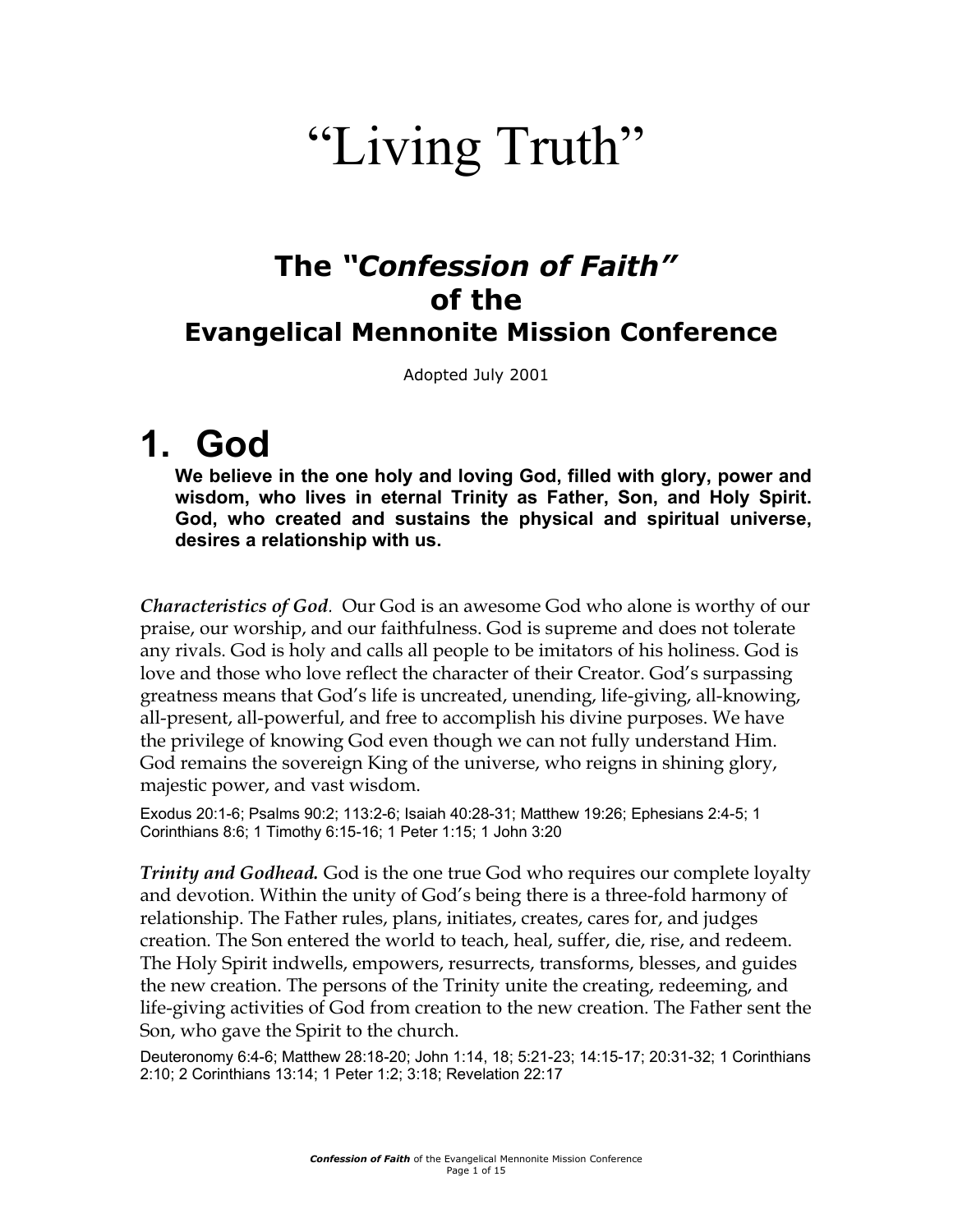# “Living Truth”

## The *“Confession of Faith”* of the Evangelical Mennonite Mission Conference

Adopted July 2001

# 1. God

**We believe in the one holy and loving God, filled with glory, power and wisdom, who lives in eternal Trinity as Father, Son, and Holy Spirit. God, who created and sustains the physical and spiritual universe, desires a relationship with us.**

***Characteristics of God***. Our God is an awesome God who alone is worthy of our praise, our worship, and our faithfulness. God is supreme and does not tolerate any rivals. God is holy and calls all people to be imitators of his holiness. God is love and those who love reflect the character of their Creator. God’s surpassing greatness means that God’s life is uncreated, unending, life-giving, all-knowing, all-present, all-powerful, and free to accomplish his divine purposes. We have the privilege of knowing God even though we can not fully understand Him. God remains the sovereign King of the universe, who reigns in shining glory, majestic power, and vast wisdom.

Exodus 20:1-6; Psalms 90:2; 113:2-6; Isaiah 40:28-31; Matthew 19:26; Ephesians 2:4-5; 1 Corinthians 8:6; 1 Timothy 6:15-16; 1 Peter 1:15; 1 John 3:20

***Trinity and Godhead.*** God is the one true God who requires our complete loyalty and devotion. Within the unity of God’s being there is a three-fold harmony of relationship. The Father rules, plans, initiates, creates, cares for, and judges creation. The Son entered the world to teach, heal, suffer, die, rise, and redeem. The Holy Spirit indwells, empowers, resurrects, transforms, blesses, and guides the new creation. The persons of the Trinity unite the creating, redeeming, and life-giving activities of God from creation to the new creation. The Father sent the Son, who gave the Spirit to the church.

Deuteronomy 6:4-6; Matthew 28:18-20; John 1:14, 18; 5:21-23; 14:15-17; 20:31-32; 1 Corinthians 2:10; 2 Corinthians 13:14; 1 Peter 1:2; 3:18; Revelation 22:17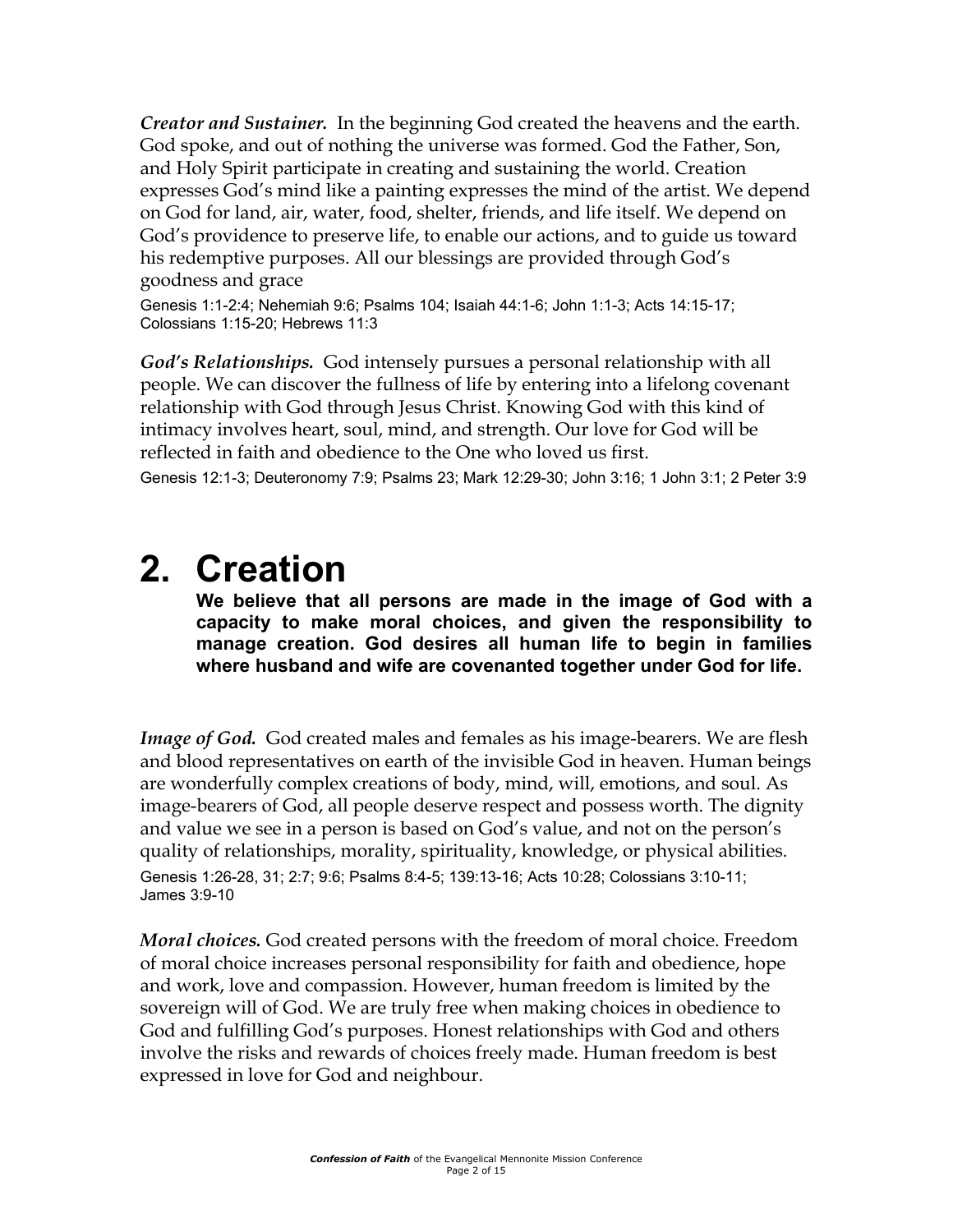***Creator and Sustainer.*** In the beginning God created the heavens and the earth. God spoke, and out of nothing the universe was formed. God the Father, Son, and Holy Spirit participate in creating and sustaining the world. Creation expresses God's mind like a painting expresses the mind of the artist. We depend on God for land, air, water, food, shelter, friends, and life itself. We depend on God's providence to preserve life, to enable our actions, and to guide us toward his redemptive purposes. All our blessings are provided through God's goodness and grace

Genesis 1:1-2:4; Nehemiah 9:6; Psalms 104; Isaiah 44:1-6; John 1:1-3; Acts 14:15-17; Colossians 1:15-20; Hebrews 11:3

***God's Relationships.*** God intensely pursues a personal relationship with all people. We can discover the fullness of life by entering into a lifelong covenant relationship with God through Jesus Christ. Knowing God with this kind of intimacy involves heart, soul, mind, and strength. Our love for God will be reflected in faith and obedience to the One who loved us first.

Genesis 12:1-3; Deuteronomy 7:9; Psalms 23; Mark 12:29-30; John 3:16; 1 John 3:1; 2 Peter 3:9

# 2. Creation

**We believe that all persons are made in the image of God with a capacity to make moral choices, and given the responsibility to manage creation. God desires all human life to begin in families where husband and wife are covenanted together under God for life.**

***Image of God.*** God created males and females as his image-bearers. We are flesh and blood representatives on earth of the invisible God in heaven. Human beings are wonderfully complex creations of body, mind, will, emotions, and soul. As image-bearers of God, all people deserve respect and possess worth. The dignity and value we see in a person is based on God's value, and not on the person's quality of relationships, morality, spirituality, knowledge, or physical abilities.

Genesis 1:26-28, 31; 2:7; 9:6; Psalms 8:4-5; 139:13-16; Acts 10:28; Colossians 3:10-11; James 3:9-10

***Moral choices.*** God created persons with the freedom of moral choice. Freedom of moral choice increases personal responsibility for faith and obedience, hope and work, love and compassion. However, human freedom is limited by the sovereign will of God. We are truly free when making choices in obedience to God and fulfilling God's purposes. Honest relationships with God and others involve the risks and rewards of choices freely made. Human freedom is best expressed in love for God and neighbour.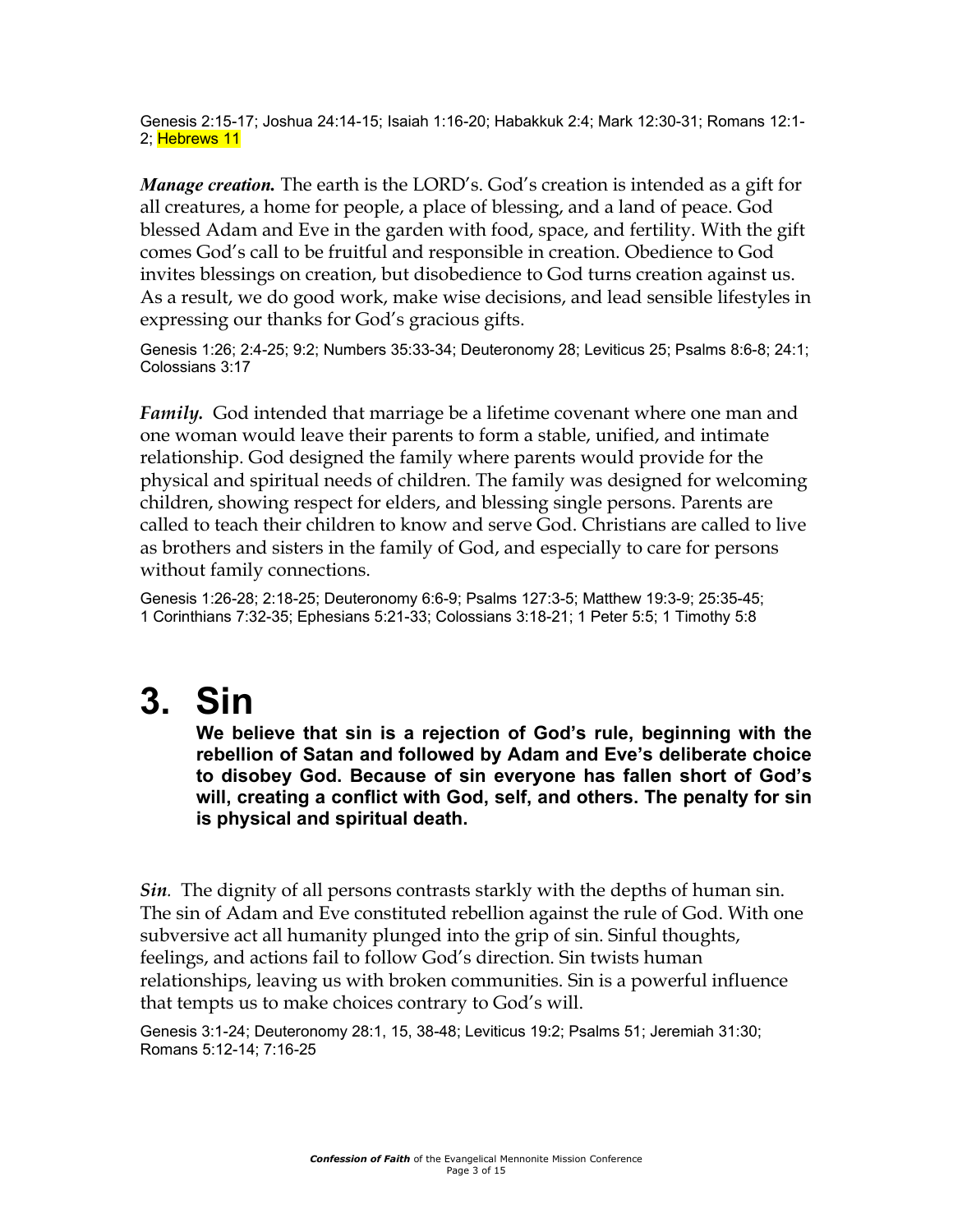Genesis 2:15-17; Joshua 24:14-15; Isaiah 1:16-20; Habakkuk 2:4; Mark 12:30-31; Romans 12:1-2; Hebrews 11

***Manage creation.*** The earth is the LORD's. God's creation is intended as a gift for all creatures, a home for people, a place of blessing, and a land of peace. God blessed Adam and Eve in the garden with food, space, and fertility. With the gift comes God's call to be fruitful and responsible in creation. Obedience to God invites blessings on creation, but disobedience to God turns creation against us. As a result, we do good work, make wise decisions, and lead sensible lifestyles in expressing our thanks for God's gracious gifts.

Genesis 1:26; 2:4-25; 9:2; Numbers 35:33-34; Deuteronomy 28; Leviticus 25; Psalms 8:6-8; 24:1; Colossians 3:17

***Family.*** God intended that marriage be a lifetime covenant where one man and one woman would leave their parents to form a stable, unified, and intimate relationship. God designed the family where parents would provide for the physical and spiritual needs of children. The family was designed for welcoming children, showing respect for elders, and blessing single persons. Parents are called to teach their children to know and serve God. Christians are called to live as brothers and sisters in the family of God, and especially to care for persons without family connections.

Genesis 1:26-28; 2:18-25; Deuteronomy 6:6-9; Psalms 127:3-5; Matthew 19:3-9; 25:35-45; 1 Corinthians 7:32-35; Ephesians 5:21-33; Colossians 3:18-21; 1 Peter 5:5; 1 Timothy 5:8

# 3. Sin

**We believe that sin is a rejection of God's rule, beginning with the rebellion of Satan and followed by Adam and Eve's deliberate choice to disobey God. Because of sin everyone has fallen short of God's will, creating a conflict with God, self, and others. The penalty for sin is physical and spiritual death.**

***Sin.*** The dignity of all persons contrasts starkly with the depths of human sin. The sin of Adam and Eve constituted rebellion against the rule of God. With one subversive act all humanity plunged into the grip of sin. Sinful thoughts, feelings, and actions fail to follow God's direction. Sin twists human relationships, leaving us with broken communities. Sin is a powerful influence that tempts us to make choices contrary to God's will.

Genesis 3:1-24; Deuteronomy 28:1, 15, 38-48; Leviticus 19:2; Psalms 51; Jeremiah 31:30; Romans 5:12-14; 7:16-25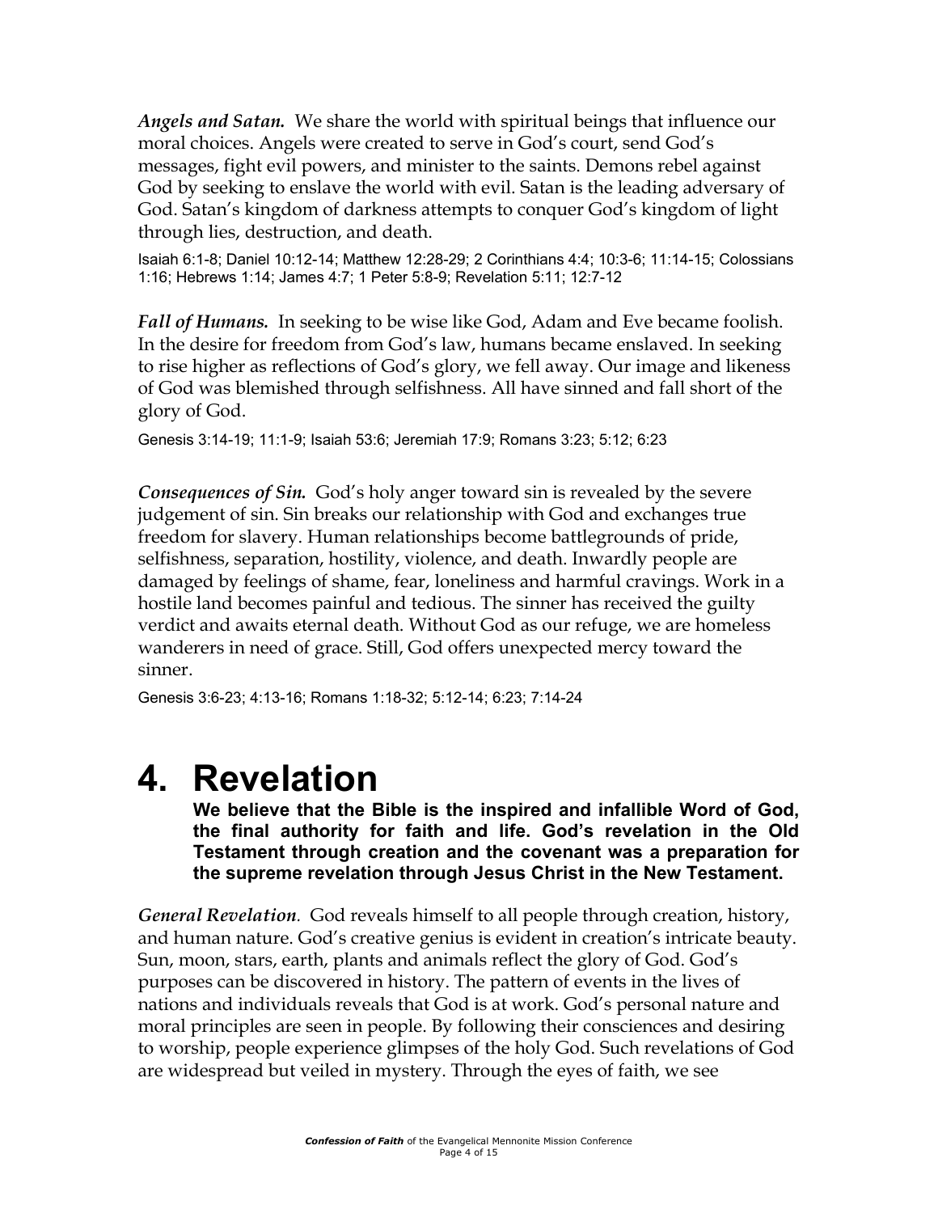***Angels and Satan.*** We share the world with spiritual beings that influence our moral choices. Angels were created to serve in God's court, send God's messages, fight evil powers, and minister to the saints. Demons rebel against God by seeking to enslave the world with evil. Satan is the leading adversary of God. Satan's kingdom of darkness attempts to conquer God's kingdom of light through lies, destruction, and death.

Isaiah 6:1-8; Daniel 10:12-14; Matthew 12:28-29; 2 Corinthians 4:4; 10:3-6; 11:14-15; Colossians 1:16; Hebrews 1:14; James 4:7; 1 Peter 5:8-9; Revelation 5:11; 12:7-12

***Fall of Humans.*** In seeking to be wise like God, Adam and Eve became foolish. In the desire for freedom from God's law, humans became enslaved. In seeking to rise higher as reflections of God's glory, we fell away. Our image and likeness of God was blemished through selfishness. All have sinned and fall short of the glory of God.

Genesis 3:14-19; 11:1-9; Isaiah 53:6; Jeremiah 17:9; Romans 3:23; 5:12; 6:23

***Consequences of Sin.*** God's holy anger toward sin is revealed by the severe judgement of sin. Sin breaks our relationship with God and exchanges true freedom for slavery. Human relationships become battlegrounds of pride, selfishness, separation, hostility, violence, and death. Inwardly people are damaged by feelings of shame, fear, loneliness and harmful cravings. Work in a hostile land becomes painful and tedious. The sinner has received the guilty verdict and awaits eternal death. Without God as our refuge, we are homeless wanderers in need of grace. Still, God offers unexpected mercy toward the sinner.

Genesis 3:6-23; 4:13-16; Romans 1:18-32; 5:12-14; 6:23; 7:14-24

# 4. Revelation

**We believe that the Bible is the inspired and infallible Word of God, the final authority for faith and life. God's revelation in the Old Testament through creation and the covenant was a preparation for the supreme revelation through Jesus Christ in the New Testament.**

***General Revelation.*** God reveals himself to all people through creation, history, and human nature. God's creative genius is evident in creation's intricate beauty. Sun, moon, stars, earth, plants and animals reflect the glory of God. God's purposes can be discovered in history. The pattern of events in the lives of nations and individuals reveals that God is at work. God's personal nature and moral principles are seen in people. By following their consciences and desiring to worship, people experience glimpses of the holy God. Such revelations of God are widespread but veiled in mystery. Through the eyes of faith, we see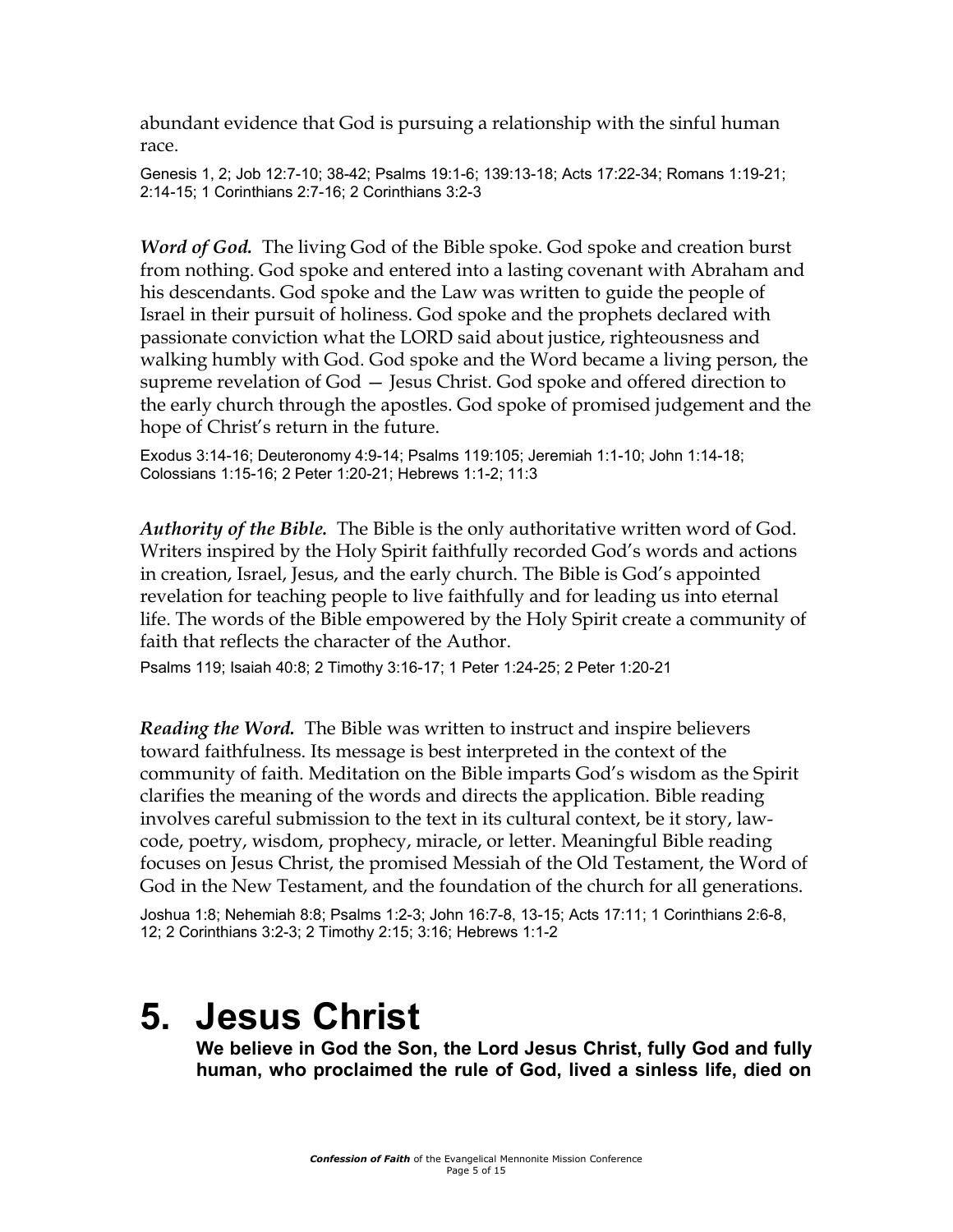abundant evidence that God is pursuing a relationship with the sinful human race.

Genesis 1, 2; Job 12:7-10; 38-42; Psalms 19:1-6; 139:13-18; Acts 17:22-34; Romans 1:19-21; 2:14-15; 1 Corinthians 2:7-16; 2 Corinthians 3:2-3

***Word of God.*** The living God of the Bible spoke. God spoke and creation burst from nothing. God spoke and entered into a lasting covenant with Abraham and his descendants. God spoke and the Law was written to guide the people of Israel in their pursuit of holiness. God spoke and the prophets declared with passionate conviction what the LORD said about justice, righteousness and walking humbly with God. God spoke and the Word became a living person, the supreme revelation of God — Jesus Christ. God spoke and offered direction to the early church through the apostles. God spoke of promised judgement and the hope of Christ's return in the future.

Exodus 3:14-16; Deuteronomy 4:9-14; Psalms 119:105; Jeremiah 1:1-10; John 1:14-18; Colossians 1:15-16; 2 Peter 1:20-21; Hebrews 1:1-2; 11:3

***Authority of the Bible.*** The Bible is the only authoritative written word of God. Writers inspired by the Holy Spirit faithfully recorded God's words and actions in creation, Israel, Jesus, and the early church. The Bible is God's appointed revelation for teaching people to live faithfully and for leading us into eternal life. The words of the Bible empowered by the Holy Spirit create a community of faith that reflects the character of the Author.

Psalms 119; Isaiah 40:8; 2 Timothy 3:16-17; 1 Peter 1:24-25; 2 Peter 1:20-21

***Reading the Word.*** The Bible was written to instruct and inspire believers toward faithfulness. Its message is best interpreted in the context of the community of faith. Meditation on the Bible imparts God's wisdom as the Spirit clarifies the meaning of the words and directs the application. Bible reading involves careful submission to the text in its cultural context, be it story, law-code, poetry, wisdom, prophecy, miracle, or letter. Meaningful Bible reading focuses on Jesus Christ, the promised Messiah of the Old Testament, the Word of God in the New Testament, and the foundation of the church for all generations.

Joshua 1:8; Nehemiah 8:8; Psalms 1:2-3; John 16:7-8, 13-15; Acts 17:11; 1 Corinthians 2:6-8, 12; 2 Corinthians 3:2-3; 2 Timothy 2:15; 3:16; Hebrews 1:1-2

# 5. Jesus Christ

**We believe in God the Son, the Lord Jesus Christ, fully God and fully human, who proclaimed the rule of God, lived a sinless life, died on**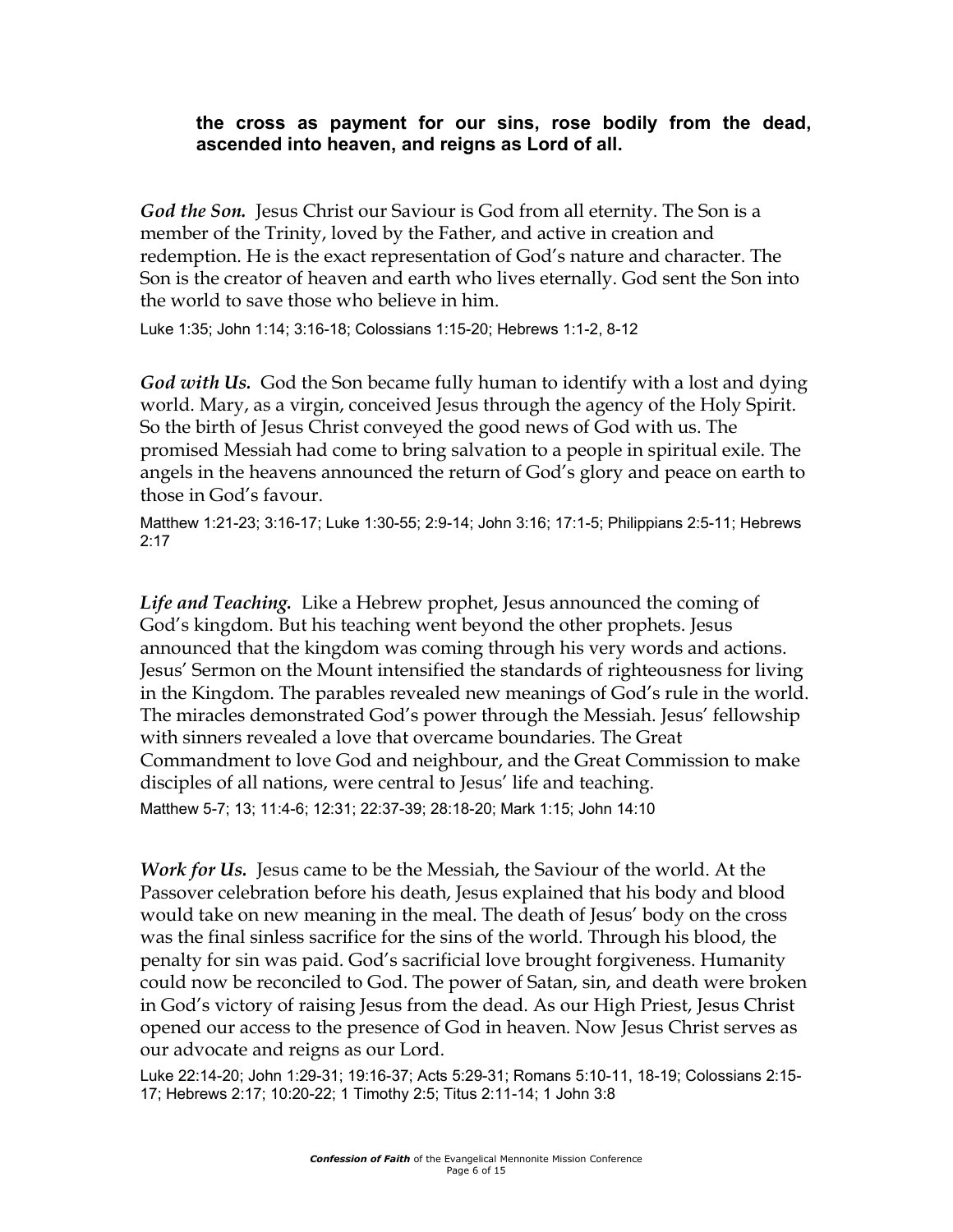**the cross as payment for our sins, rose bodily from the dead, ascended into heaven, and reigns as Lord of all.**

***God the Son.*** Jesus Christ our Saviour is God from all eternity. The Son is a member of the Trinity, loved by the Father, and active in creation and redemption. He is the exact representation of God's nature and character. The Son is the creator of heaven and earth who lives eternally. God sent the Son into the world to save those who believe in him.

Luke 1:35; John 1:14; 3:16-18; Colossians 1:15-20; Hebrews 1:1-2, 8-12

***God with Us.*** God the Son became fully human to identify with a lost and dying world. Mary, as a virgin, conceived Jesus through the agency of the Holy Spirit. So the birth of Jesus Christ conveyed the good news of God with us. The promised Messiah had come to bring salvation to a people in spiritual exile. The angels in the heavens announced the return of God's glory and peace on earth to those in God's favour.

Matthew 1:21-23; 3:16-17; Luke 1:30-55; 2:9-14; John 3:16; 17:1-5; Philippians 2:5-11; Hebrews 2:17

***Life and Teaching.*** Like a Hebrew prophet, Jesus announced the coming of God's kingdom. But his teaching went beyond the other prophets. Jesus announced that the kingdom was coming through his very words and actions. Jesus' Sermon on the Mount intensified the standards of righteousness for living in the Kingdom. The parables revealed new meanings of God's rule in the world. The miracles demonstrated God's power through the Messiah. Jesus' fellowship with sinners revealed a love that overcame boundaries. The Great Commandment to love God and neighbour, and the Great Commission to make disciples of all nations, were central to Jesus' life and teaching.

Matthew 5-7; 13; 11:4-6; 12:31; 22:37-39; 28:18-20; Mark 1:15; John 14:10

***Work for Us.*** Jesus came to be the Messiah, the Saviour of the world. At the Passover celebration before his death, Jesus explained that his body and blood would take on new meaning in the meal. The death of Jesus' body on the cross was the final sinless sacrifice for the sins of the world. Through his blood, the penalty for sin was paid. God's sacrificial love brought forgiveness. Humanity could now be reconciled to God. The power of Satan, sin, and death were broken in God's victory of raising Jesus from the dead. As our High Priest, Jesus Christ opened our access to the presence of God in heaven. Now Jesus Christ serves as our advocate and reigns as our Lord.

Luke 22:14-20; John 1:29-31; 19:16-37; Acts 5:29-31; Romans 5:10-11, 18-19; Colossians 2:15-17; Hebrews 2:17; 10:20-22; 1 Timothy 2:5; Titus 2:11-14; 1 John 3:8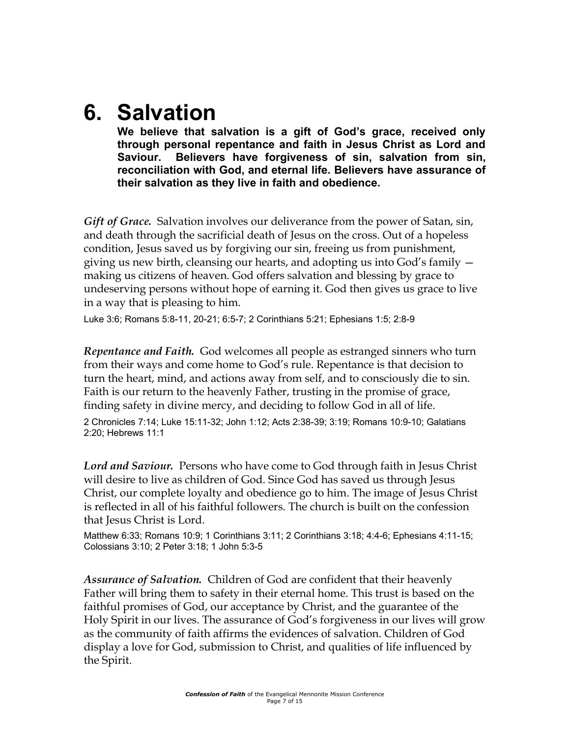# 6. Salvation

**We believe that salvation is a gift of God's grace, received only through personal repentance and faith in Jesus Christ as Lord and Saviour. Believers have forgiveness of sin, salvation from sin, reconciliation with God, and eternal life. Believers have assurance of their salvation as they live in faith and obedience.**

***Gift of Grace.*** Salvation involves our deliverance from the power of Satan, sin, and death through the sacrificial death of Jesus on the cross. Out of a hopeless condition, Jesus saved us by forgiving our sin, freeing us from punishment, giving us new birth, cleansing our hearts, and adopting us into God's family — making us citizens of heaven. God offers salvation and blessing by grace to undeserving persons without hope of earning it. God then gives us grace to live in a way that is pleasing to him.

Luke 3:6; Romans 5:8-11, 20-21; 6:5-7; 2 Corinthians 5:21; Ephesians 1:5; 2:8-9

***Repentance and Faith.*** God welcomes all people as estranged sinners who turn from their ways and come home to God's rule. Repentance is that decision to turn the heart, mind, and actions away from self, and to consciously die to sin. Faith is our return to the heavenly Father, trusting in the promise of grace, finding safety in divine mercy, and deciding to follow God in all of life.

2 Chronicles 7:14; Luke 15:11-32; John 1:12; Acts 2:38-39; 3:19; Romans 10:9-10; Galatians 2:20; Hebrews 11:1

***Lord and Saviour.*** Persons who have come to God through faith in Jesus Christ will desire to live as children of God. Since God has saved us through Jesus Christ, our complete loyalty and obedience go to him. The image of Jesus Christ is reflected in all of his faithful followers. The church is built on the confession that Jesus Christ is Lord.

Matthew 6:33; Romans 10:9; 1 Corinthians 3:11; 2 Corinthians 3:18; 4:4-6; Ephesians 4:11-15; Colossians 3:10; 2 Peter 3:18; 1 John 5:3-5

***Assurance of Salvation.*** Children of God are confident that their heavenly Father will bring them to safety in their eternal home. This trust is based on the faithful promises of God, our acceptance by Christ, and the guarantee of the Holy Spirit in our lives. The assurance of God's forgiveness in our lives will grow as the community of faith affirms the evidences of salvation. Children of God display a love for God, submission to Christ, and qualities of life influenced by the Spirit.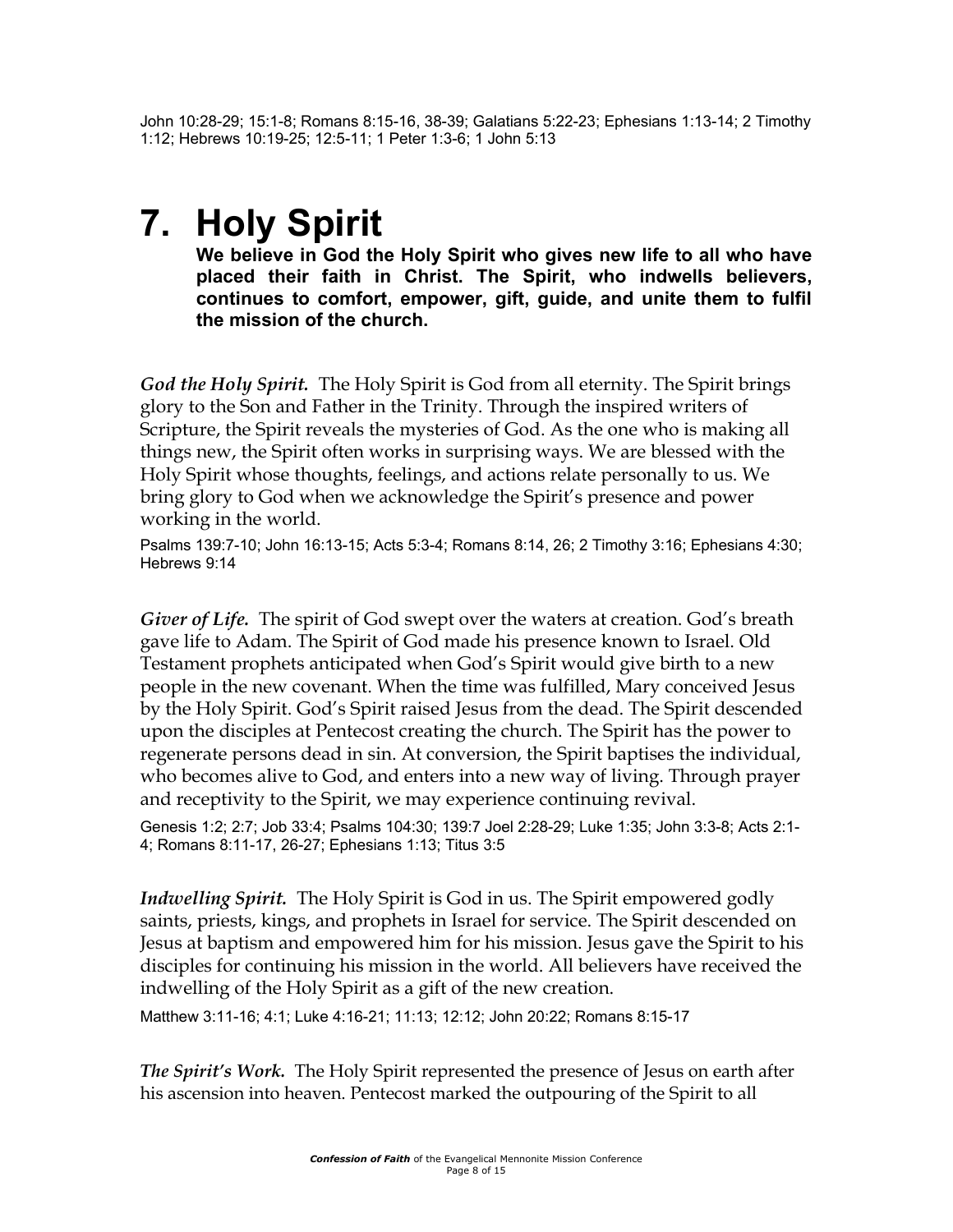John 10:28-29; 15:1-8; Romans 8:15-16, 38-39; Galatians 5:22-23; Ephesians 1:13-14; 2 Timothy 1:12; Hebrews 10:19-25; 12:5-11; 1 Peter 1:3-6; 1 John 5:13

# 7. Holy Spirit

**We believe in God the Holy Spirit who gives new life to all who have placed their faith in Christ. The Spirit, who indwells believers, continues to comfort, empower, gift, guide, and unite them to fulfil the mission of the church.**

***God the Holy Spirit.*** The Holy Spirit is God from all eternity. The Spirit brings glory to the Son and Father in the Trinity. Through the inspired writers of Scripture, the Spirit reveals the mysteries of God. As the one who is making all things new, the Spirit often works in surprising ways. We are blessed with the Holy Spirit whose thoughts, feelings, and actions relate personally to us. We bring glory to God when we acknowledge the Spirit's presence and power working in the world.

Psalms 139:7-10; John 16:13-15; Acts 5:3-4; Romans 8:14, 26; 2 Timothy 3:16; Ephesians 4:30; Hebrews 9:14

***Giver of Life.*** The spirit of God swept over the waters at creation. God's breath gave life to Adam. The Spirit of God made his presence known to Israel. Old Testament prophets anticipated when God's Spirit would give birth to a new people in the new covenant. When the time was fulfilled, Mary conceived Jesus by the Holy Spirit. God's Spirit raised Jesus from the dead. The Spirit descended upon the disciples at Pentecost creating the church. The Spirit has the power to regenerate persons dead in sin. At conversion, the Spirit baptises the individual, who becomes alive to God, and enters into a new way of living. Through prayer and receptivity to the Spirit, we may experience continuing revival.

Genesis 1:2; 2:7; Job 33:4; Psalms 104:30; 139:7 Joel 2:28-29; Luke 1:35; John 3:3-8; Acts 2:1-4; Romans 8:11-17, 26-27; Ephesians 1:13; Titus 3:5

***Indwelling Spirit.*** The Holy Spirit is God in us. The Spirit empowered godly saints, priests, kings, and prophets in Israel for service. The Spirit descended on Jesus at baptism and empowered him for his mission. Jesus gave the Spirit to his disciples for continuing his mission in the world. All believers have received the indwelling of the Holy Spirit as a gift of the new creation.

Matthew 3:11-16; 4:1; Luke 4:16-21; 11:13; 12:12; John 20:22; Romans 8:15-17

***The Spirit's Work.*** The Holy Spirit represented the presence of Jesus on earth after his ascension into heaven. Pentecost marked the outpouring of the Spirit to all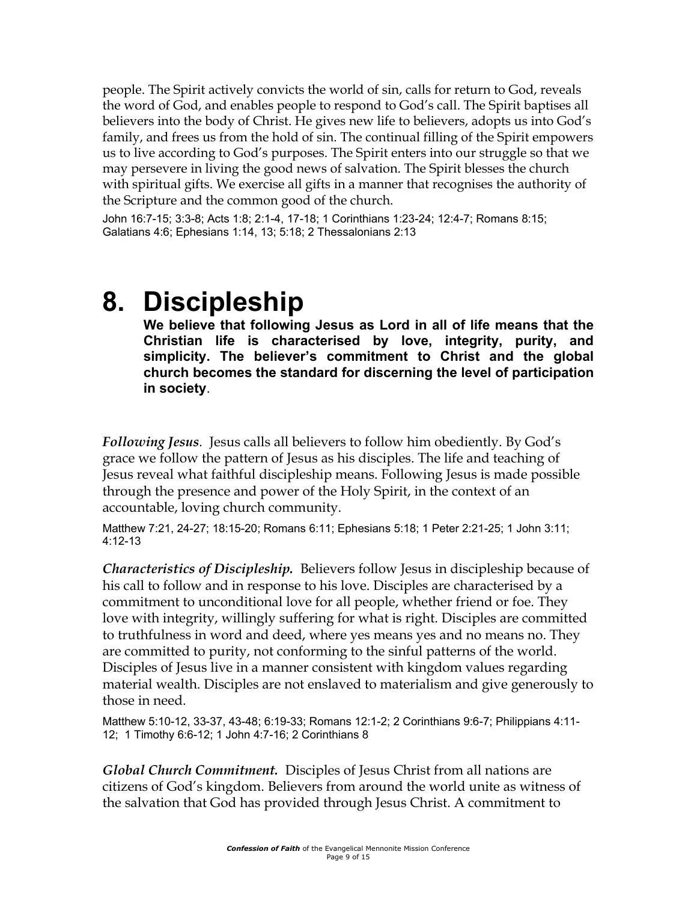people. The Spirit actively convicts the world of sin, calls for return to God, reveals the word of God, and enables people to respond to God's call. The Spirit baptises all believers into the body of Christ. He gives new life to believers, adopts us into God's family, and frees us from the hold of sin. The continual filling of the Spirit empowers us to live according to God's purposes. The Spirit enters into our struggle so that we may persevere in living the good news of salvation. The Spirit blesses the church with spiritual gifts. We exercise all gifts in a manner that recognises the authority of the Scripture and the common good of the church.

John 16:7-15; 3:3-8; Acts 1:8; 2:1-4, 17-18; 1 Corinthians 1:23-24; 12:4-7; Romans 8:15; Galatians 4:6; Ephesians 1:14, 13; 5:18; 2 Thessalonians 2:13

# 8. Discipleship

**We believe that following Jesus as Lord in all of life means that the Christian life is characterised by love, integrity, purity, and simplicity. The believer's commitment to Christ and the global church becomes the standard for discerning the level of participation in society**.

***Following Jesus***. Jesus calls all believers to follow him obediently. By God's grace we follow the pattern of Jesus as his disciples. The life and teaching of Jesus reveal what faithful discipleship means. Following Jesus is made possible through the presence and power of the Holy Spirit, in the context of an accountable, loving church community.

Matthew 7:21, 24-27; 18:15-20; Romans 6:11; Ephesians 5:18; 1 Peter 2:21-25; 1 John 3:11; 4:12-13

***Characteristics of Discipleship.*** Believers follow Jesus in discipleship because of his call to follow and in response to his love. Disciples are characterised by a commitment to unconditional love for all people, whether friend or foe. They love with integrity, willingly suffering for what is right. Disciples are committed to truthfulness in word and deed, where yes means yes and no means no. They are committed to purity, not conforming to the sinful patterns of the world. Disciples of Jesus live in a manner consistent with kingdom values regarding material wealth. Disciples are not enslaved to materialism and give generously to those in need.

Matthew 5:10-12, 33-37, 43-48; 6:19-33; Romans 12:1-2; 2 Corinthians 9:6-7; Philippians 4:11-12; 1 Timothy 6:6-12; 1 John 4:7-16; 2 Corinthians 8

***Global Church Commitment.*** Disciples of Jesus Christ from all nations are citizens of God's kingdom. Believers from around the world unite as witness of the salvation that God has provided through Jesus Christ. A commitment to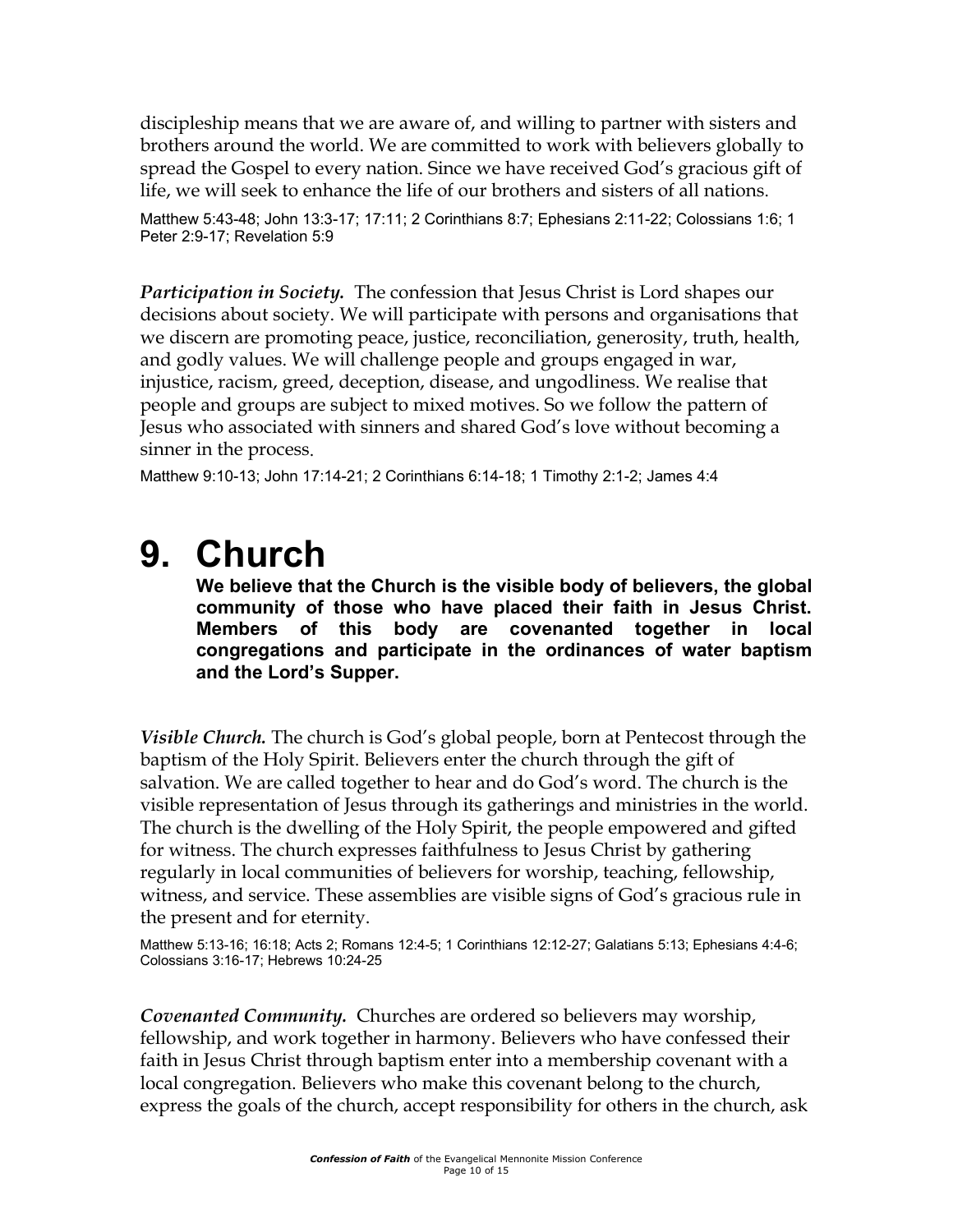discipleship means that we are aware of, and willing to partner with sisters and brothers around the world. We are committed to work with believers globally to spread the Gospel to every nation. Since we have received God's gracious gift of life, we will seek to enhance the life of our brothers and sisters of all nations.

Matthew 5:43-48; John 13:3-17; 17:11; 2 Corinthians 8:7; Ephesians 2:11-22; Colossians 1:6; 1 Peter 2:9-17; Revelation 5:9

***Participation in Society.*** The confession that Jesus Christ is Lord shapes our decisions about society. We will participate with persons and organisations that we discern are promoting peace, justice, reconciliation, generosity, truth, health, and godly values. We will challenge people and groups engaged in war, injustice, racism, greed, deception, disease, and ungodliness. We realise that people and groups are subject to mixed motives. So we follow the pattern of Jesus who associated with sinners and shared God's love without becoming a sinner in the process.

Matthew 9:10-13; John 17:14-21; 2 Corinthians 6:14-18; 1 Timothy 2:1-2; James 4:4

# 9. Church

**We believe that the Church is the visible body of believers, the global community of those who have placed their faith in Jesus Christ. Members of this body are covenanted together in local congregations and participate in the ordinances of water baptism and the Lord's Supper.**

***Visible Church.*** The church is God's global people, born at Pentecost through the baptism of the Holy Spirit. Believers enter the church through the gift of salvation. We are called together to hear and do God's word. The church is the visible representation of Jesus through its gatherings and ministries in the world. The church is the dwelling of the Holy Spirit, the people empowered and gifted for witness. The church expresses faithfulness to Jesus Christ by gathering regularly in local communities of believers for worship, teaching, fellowship, witness, and service. These assemblies are visible signs of God's gracious rule in the present and for eternity.

Matthew 5:13-16; 16:18; Acts 2; Romans 12:4-5; 1 Corinthians 12:12-27; Galatians 5:13; Ephesians 4:4-6; Colossians 3:16-17; Hebrews 10:24-25

***Covenanted Community.*** Churches are ordered so believers may worship, fellowship, and work together in harmony. Believers who have confessed their faith in Jesus Christ through baptism enter into a membership covenant with a local congregation. Believers who make this covenant belong to the church, express the goals of the church, accept responsibility for others in the church, ask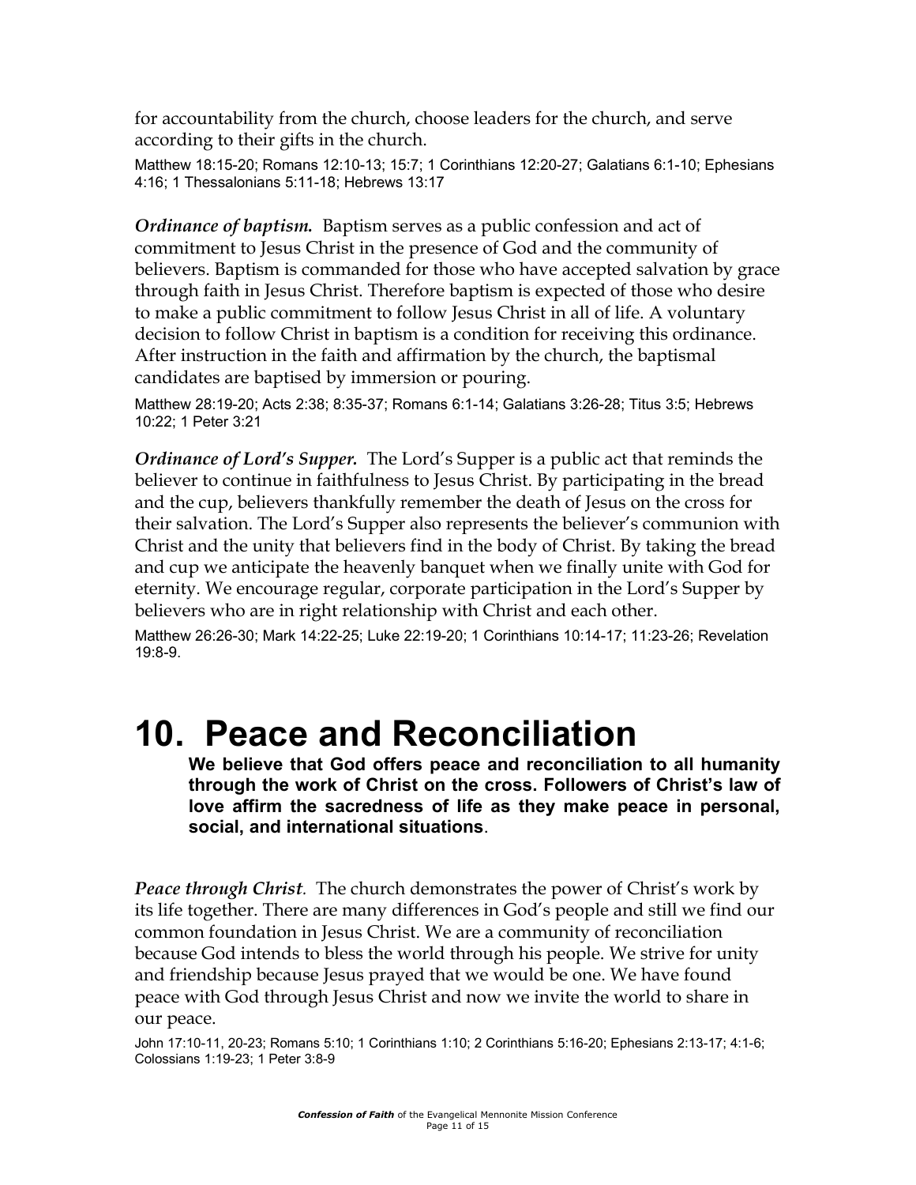for accountability from the church, choose leaders for the church, and serve according to their gifts in the church.

Matthew 18:15-20; Romans 12:10-13; 15:7; 1 Corinthians 12:20-27; Galatians 6:1-10; Ephesians 4:16; 1 Thessalonians 5:11-18; Hebrews 13:17

***Ordinance of baptism.*** Baptism serves as a public confession and act of commitment to Jesus Christ in the presence of God and the community of believers. Baptism is commanded for those who have accepted salvation by grace through faith in Jesus Christ. Therefore baptism is expected of those who desire to make a public commitment to follow Jesus Christ in all of life. A voluntary decision to follow Christ in baptism is a condition for receiving this ordinance. After instruction in the faith and affirmation by the church, the baptismal candidates are baptised by immersion or pouring.

Matthew 28:19-20; Acts 2:38; 8:35-37; Romans 6:1-14; Galatians 3:26-28; Titus 3:5; Hebrews 10:22; 1 Peter 3:21

***Ordinance of Lord's Supper.*** The Lord's Supper is a public act that reminds the believer to continue in faithfulness to Jesus Christ. By participating in the bread and the cup, believers thankfully remember the death of Jesus on the cross for their salvation. The Lord's Supper also represents the believer's communion with Christ and the unity that believers find in the body of Christ. By taking the bread and cup we anticipate the heavenly banquet when we finally unite with God for eternity. We encourage regular, corporate participation in the Lord's Supper by believers who are in right relationship with Christ and each other.

Matthew 26:26-30; Mark 14:22-25; Luke 22:19-20; 1 Corinthians 10:14-17; 11:23-26; Revelation 19:8-9.

# 10. Peace and Reconciliation

**We believe that God offers peace and reconciliation to all humanity through the work of Christ on the cross. Followers of Christ's law of love affirm the sacredness of life as they make peace in personal, social, and international situations**.

***Peace through Christ****.* The church demonstrates the power of Christ's work by its life together. There are many differences in God's people and still we find our common foundation in Jesus Christ. We are a community of reconciliation because God intends to bless the world through his people. We strive for unity and friendship because Jesus prayed that we would be one. We have found peace with God through Jesus Christ and now we invite the world to share in our peace.

John 17:10-11, 20-23; Romans 5:10; 1 Corinthians 1:10; 2 Corinthians 5:16-20; Ephesians 2:13-17; 4:1-6; Colossians 1:19-23; 1 Peter 3:8-9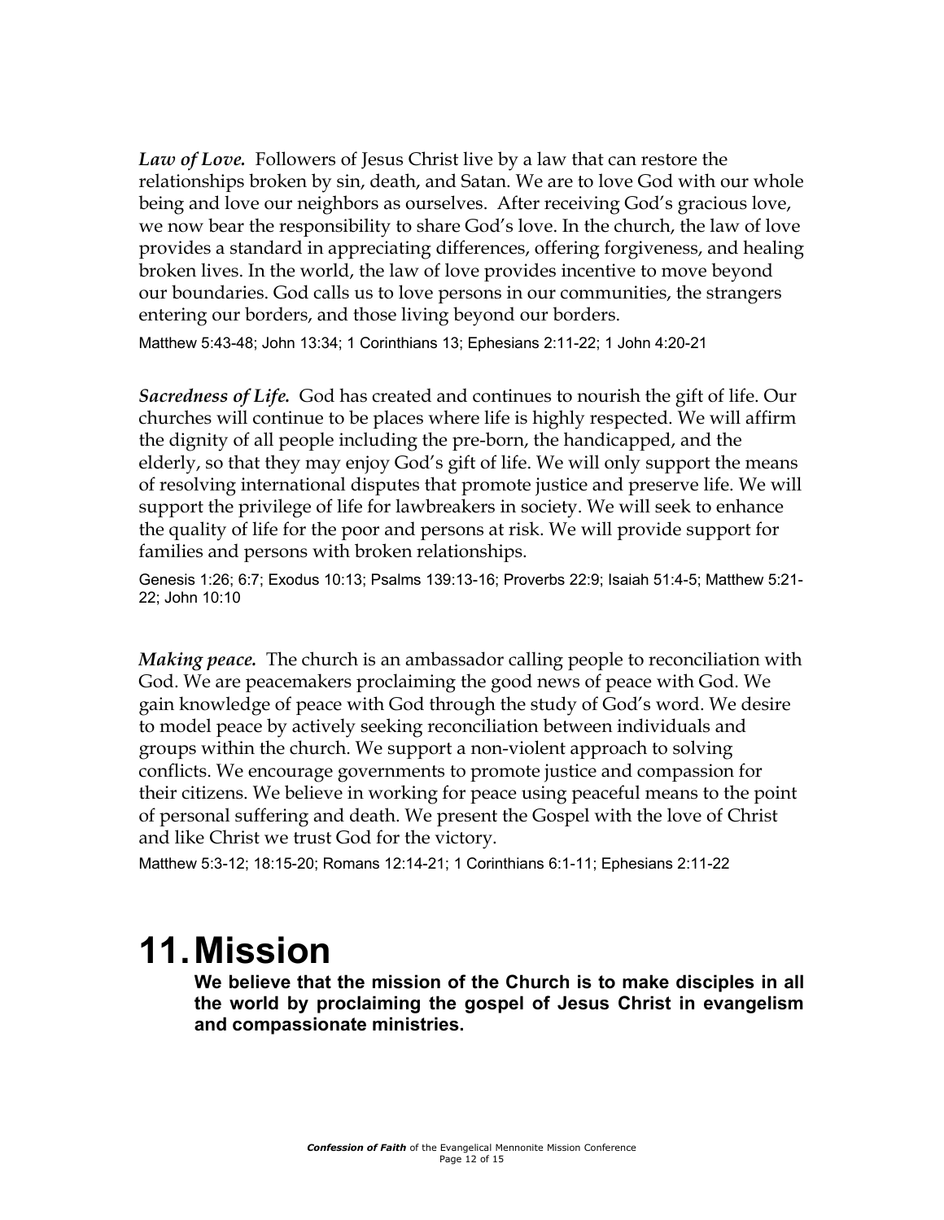***Law of Love.*** Followers of Jesus Christ live by a law that can restore the relationships broken by sin, death, and Satan. We are to love God with our whole being and love our neighbors as ourselves. After receiving God's gracious love, we now bear the responsibility to share God's love. In the church, the law of love provides a standard in appreciating differences, offering forgiveness, and healing broken lives. In the world, the law of love provides incentive to move beyond our boundaries. God calls us to love persons in our communities, the strangers entering our borders, and those living beyond our borders.

Matthew 5:43-48; John 13:34; 1 Corinthians 13; Ephesians 2:11-22; 1 John 4:20-21

***Sacredness of Life.*** God has created and continues to nourish the gift of life. Our churches will continue to be places where life is highly respected. We will affirm the dignity of all people including the pre-born, the handicapped, and the elderly, so that they may enjoy God's gift of life. We will only support the means of resolving international disputes that promote justice and preserve life. We will support the privilege of life for lawbreakers in society. We will seek to enhance the quality of life for the poor and persons at risk. We will provide support for families and persons with broken relationships.

Genesis 1:26; 6:7; Exodus 10:13; Psalms 139:13-16; Proverbs 22:9; Isaiah 51:4-5; Matthew 5:21-22; John 10:10

***Making peace.*** The church is an ambassador calling people to reconciliation with God. We are peacemakers proclaiming the good news of peace with God. We gain knowledge of peace with God through the study of God's word. We desire to model peace by actively seeking reconciliation between individuals and groups within the church. We support a non-violent approach to solving conflicts. We encourage governments to promote justice and compassion for their citizens. We believe in working for peace using peaceful means to the point of personal suffering and death. We present the Gospel with the love of Christ and like Christ we trust God for the victory.

Matthew 5:3-12; 18:15-20; Romans 12:14-21; 1 Corinthians 6:1-11; Ephesians 2:11-22

# 11. Mission

**We believe that the mission of the Church is to make disciples in all the world by proclaiming the gospel of Jesus Christ in evangelism and compassionate ministries.**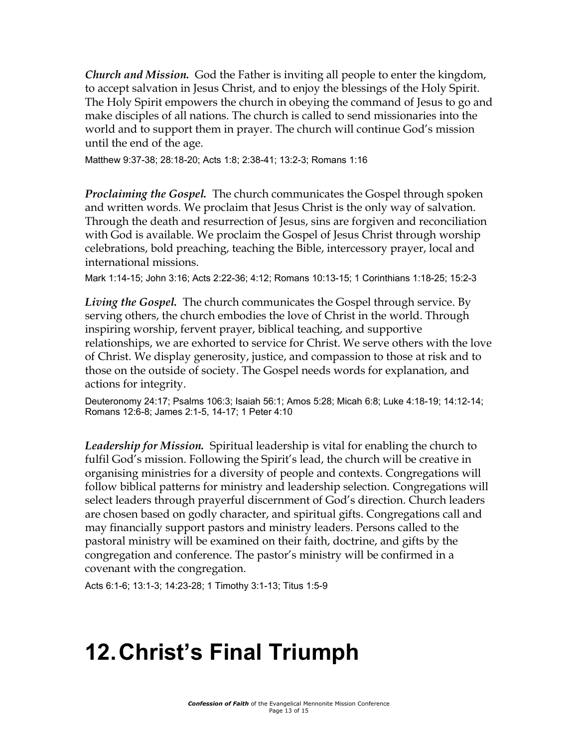***Church and Mission.*** God the Father is inviting all people to enter the kingdom, to accept salvation in Jesus Christ, and to enjoy the blessings of the Holy Spirit. The Holy Spirit empowers the church in obeying the command of Jesus to go and make disciples of all nations. The church is called to send missionaries into the world and to support them in prayer. The church will continue God's mission until the end of the age.

Matthew 9:37-38; 28:18-20; Acts 1:8; 2:38-41; 13:2-3; Romans 1:16

***Proclaiming the Gospel.*** The church communicates the Gospel through spoken and written words. We proclaim that Jesus Christ is the only way of salvation. Through the death and resurrection of Jesus, sins are forgiven and reconciliation with God is available. We proclaim the Gospel of Jesus Christ through worship celebrations, bold preaching, teaching the Bible, intercessory prayer, local and international missions.

Mark 1:14-15; John 3:16; Acts 2:22-36; 4:12; Romans 10:13-15; 1 Corinthians 1:18-25; 15:2-3

***Living the Gospel.*** The church communicates the Gospel through service. By serving others, the church embodies the love of Christ in the world. Through inspiring worship, fervent prayer, biblical teaching, and supportive relationships, we are exhorted to service for Christ. We serve others with the love of Christ. We display generosity, justice, and compassion to those at risk and to those on the outside of society. The Gospel needs words for explanation, and actions for integrity.

Deuteronomy 24:17; Psalms 106:3; Isaiah 56:1; Amos 5:28; Micah 6:8; Luke 4:18-19; 14:12-14; Romans 12:6-8; James 2:1-5, 14-17; 1 Peter 4:10

***Leadership for Mission.*** Spiritual leadership is vital for enabling the church to fulfil God's mission. Following the Spirit's lead, the church will be creative in organising ministries for a diversity of people and contexts. Congregations will follow biblical patterns for ministry and leadership selection. Congregations will select leaders through prayerful discernment of God's direction. Church leaders are chosen based on godly character, and spiritual gifts. Congregations call and may financially support pastors and ministry leaders. Persons called to the pastoral ministry will be examined on their faith, doctrine, and gifts by the congregation and conference. The pastor's ministry will be confirmed in a covenant with the congregation.

Acts 6:1-6; 13:1-3; 14:23-28; 1 Timothy 3:1-13; Titus 1:5-9

# 12. Christ's Final Triumph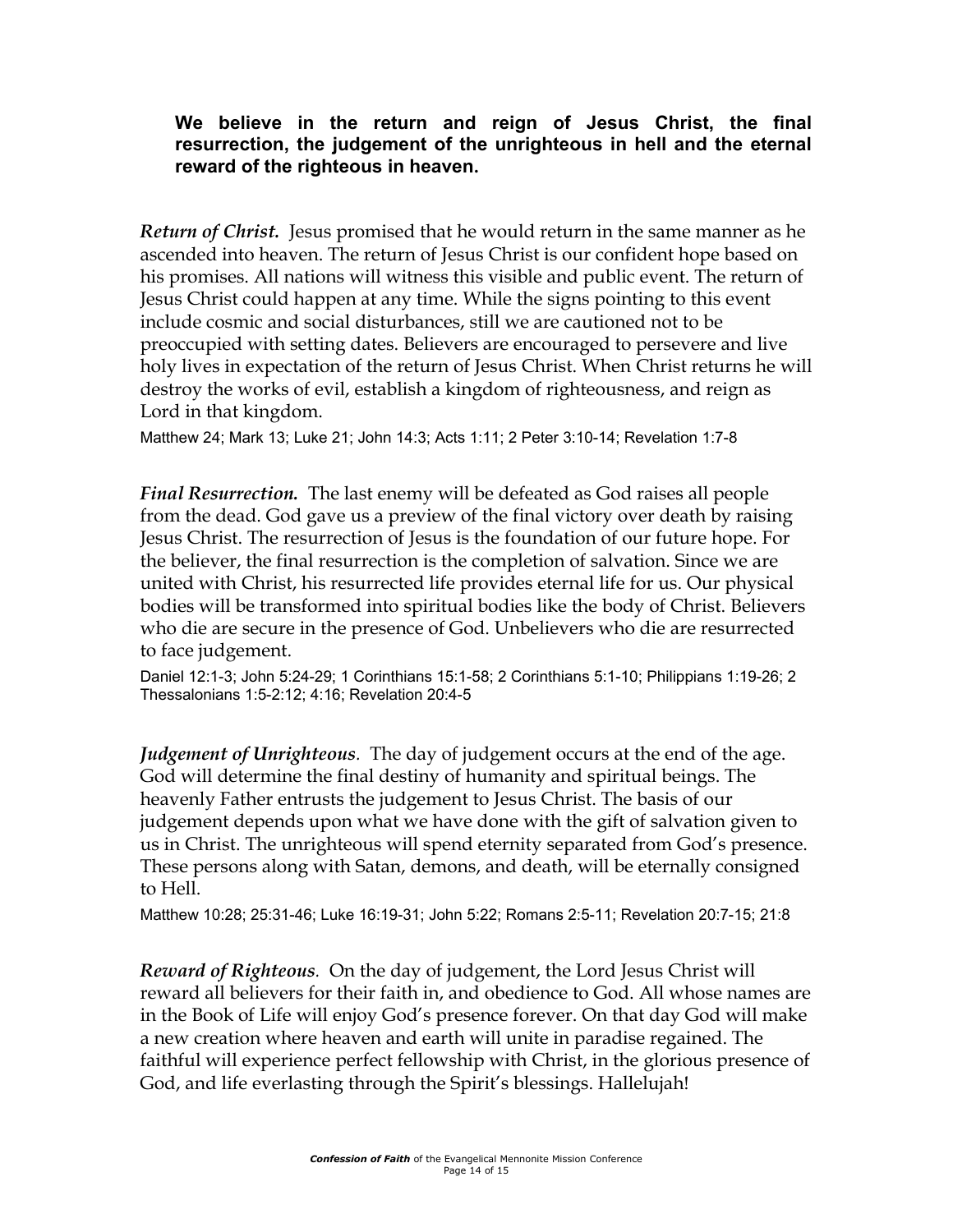**We believe in the return and reign of Jesus Christ, the final resurrection, the judgement of the unrighteous in hell and the eternal reward of the righteous in heaven.**

***Return of Christ.*** Jesus promised that he would return in the same manner as he ascended into heaven. The return of Jesus Christ is our confident hope based on his promises. All nations will witness this visible and public event. The return of Jesus Christ could happen at any time. While the signs pointing to this event include cosmic and social disturbances, still we are cautioned not to be preoccupied with setting dates. Believers are encouraged to persevere and live holy lives in expectation of the return of Jesus Christ. When Christ returns he will destroy the works of evil, establish a kingdom of righteousness, and reign as Lord in that kingdom.

Matthew 24; Mark 13; Luke 21; John 14:3; Acts 1:11; 2 Peter 3:10-14; Revelation 1:7-8

***Final Resurrection.*** The last enemy will be defeated as God raises all people from the dead. God gave us a preview of the final victory over death by raising Jesus Christ. The resurrection of Jesus is the foundation of our future hope. For the believer, the final resurrection is the completion of salvation. Since we are united with Christ, his resurrected life provides eternal life for us. Our physical bodies will be transformed into spiritual bodies like the body of Christ. Believers who die are secure in the presence of God. Unbelievers who die are resurrected to face judgement.

Daniel 12:1-3; John 5:24-29; 1 Corinthians 15:1-58; 2 Corinthians 5:1-10; Philippians 1:19-26; 2 Thessalonians 1:5-2:12; 4:16; Revelation 20:4-5

***Judgement of Unrighteous***. The day of judgement occurs at the end of the age. God will determine the final destiny of humanity and spiritual beings. The heavenly Father entrusts the judgement to Jesus Christ. The basis of our judgement depends upon what we have done with the gift of salvation given to us in Christ. The unrighteous will spend eternity separated from God's presence. These persons along with Satan, demons, and death, will be eternally consigned to Hell.

Matthew 10:28; 25:31-46; Luke 16:19-31; John 5:22; Romans 2:5-11; Revelation 20:7-15; 21:8

***Reward of Righteous***. On the day of judgement, the Lord Jesus Christ will reward all believers for their faith in, and obedience to God. All whose names are in the Book of Life will enjoy God's presence forever. On that day God will make a new creation where heaven and earth will unite in paradise regained. The faithful will experience perfect fellowship with Christ, in the glorious presence of God, and life everlasting through the Spirit's blessings. Hallelujah!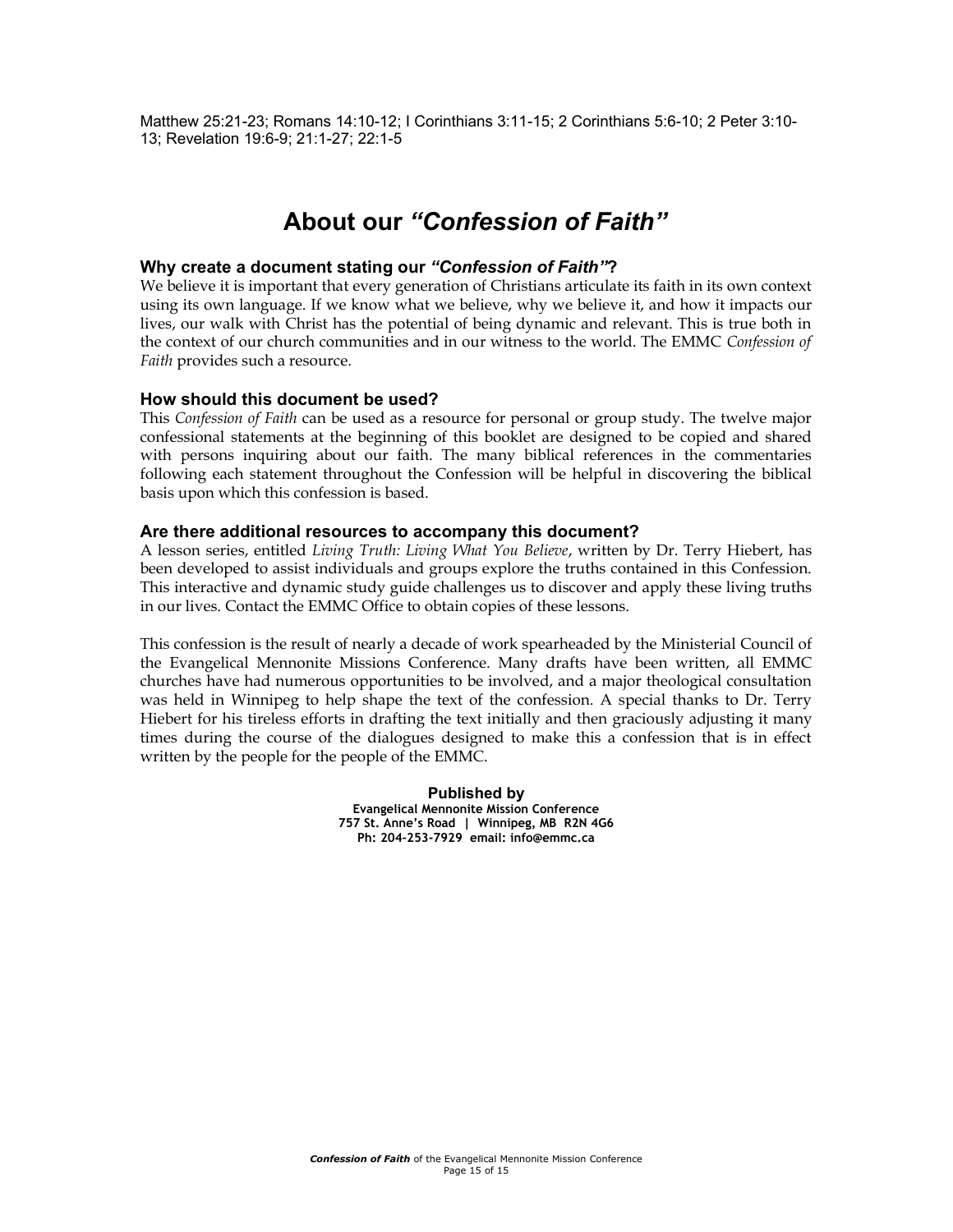Matthew 25:21-23; Romans 14:10-12; I Corinthians 3:11-15; 2 Corinthians 5:6-10; 2 Peter 3:10-13; Revelation 19:6-9; 21:1-27; 22:1-5

# About our *"Confession of Faith"*

### Why create a document stating our *"Confession of Faith"*?

We believe it is important that every generation of Christians articulate its faith in its own context using its own language. If we know what we believe, why we believe it, and how it impacts our lives, our walk with Christ has the potential of being dynamic and relevant. This is true both in the context of our church communities and in our witness to the world. The EMMC *Confession of Faith* provides such a resource.

### How should this document be used?

This *Confession of Faith* can be used as a resource for personal or group study. The twelve major confessional statements at the beginning of this booklet are designed to be copied and shared with persons inquiring about our faith. The many biblical references in the commentaries following each statement throughout the Confession will be helpful in discovering the biblical basis upon which this confession is based.

### Are there additional resources to accompany this document?

A lesson series, entitled *Living Truth: Living What You Believe*, written by Dr. Terry Hiebert, has been developed to assist individuals and groups explore the truths contained in this Confession. This interactive and dynamic study guide challenges us to discover and apply these living truths in our lives. Contact the EMMC Office to obtain copies of these lessons.

This confession is the result of nearly a decade of work spearheaded by the Ministerial Council of the Evangelical Mennonite Missions Conference. Many drafts have been written, all EMMC churches have had numerous opportunities to be involved, and a major theological consultation was held in Winnipeg to help shape the text of the confession. A special thanks to Dr. Terry Hiebert for his tireless efforts in drafting the text initially and then graciously adjusting it many times during the course of the dialogues designed to make this a confession that is in effect written by the people for the people of the EMMC.

**Published by**
**Evangelical Mennonite Mission Conference**
**757 St. Anne's Road | Winnipeg, MB R2N 4G6**
**Ph: 204-253-7929 email: info@emmc.ca**